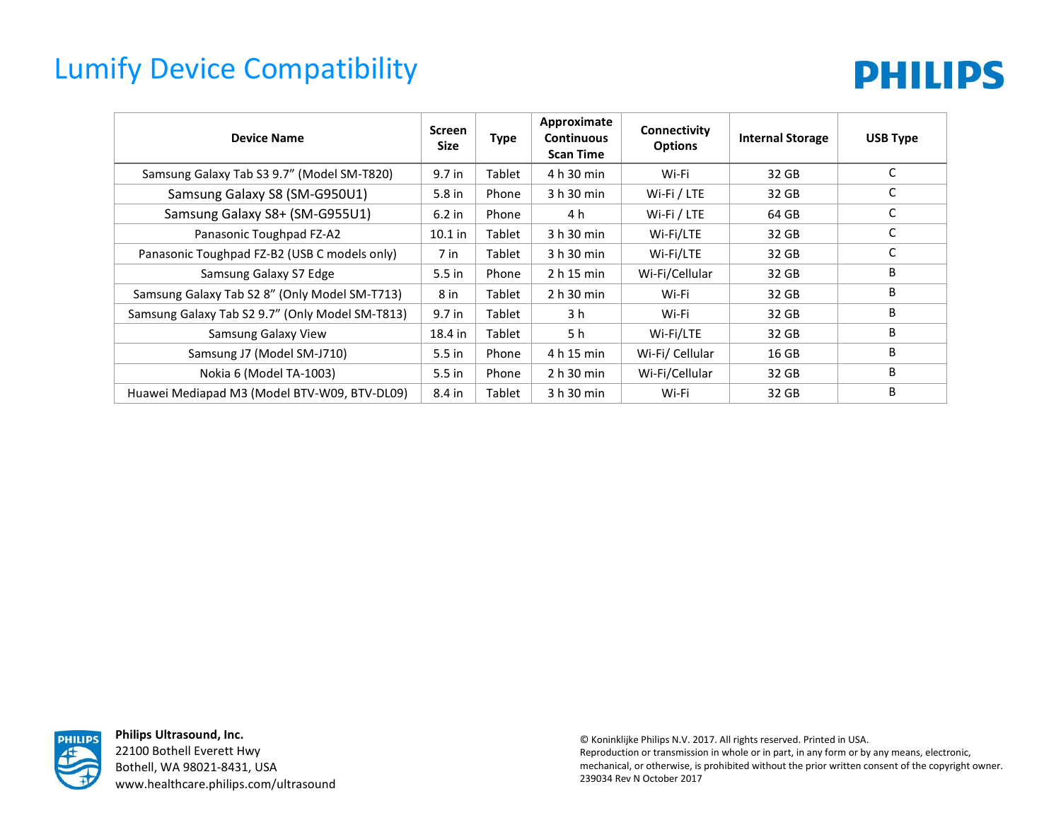# Lumify Device Compatibility

PHILIPS

| Device Name | Screen Size | Type | Approximate Continuous Scan Time | Connectivity Options | Internal Storage | USB Type |
|---|---|---|---|---|---|---|
| Samsung Galaxy Tab S3 9.7" (Model SM-T820) | 9.7 in | Tablet | 4 h 30 min | Wi-Fi | 32 GB | C |
| Samsung Galaxy S8 (SM-G950U1) | 5.8 in | Phone | 3 h 30 min | Wi-Fi / LTE | 32 GB | C |
| Samsung Galaxy S8+ (SM-G955U1) | 6.2 in | Phone | 4 h | Wi-Fi / LTE | 64 GB | C |
| Panasonic Toughpad FZ-A2 | 10.1 in | Tablet | 3 h 30 min | Wi-Fi/LTE | 32 GB | C |
| Panasonic Toughpad FZ-B2 (USB C models only) | 7 in | Tablet | 3 h 30 min | Wi-Fi/LTE | 32 GB | C |
| Samsung Galaxy S7 Edge | 5.5 in | Phone | 2 h 15 min | Wi-Fi/Cellular | 32 GB | B |
| Samsung Galaxy Tab S2 8" (Only Model SM-T713) | 8 in | Tablet | 2 h 30 min | Wi-Fi | 32 GB | B |
| Samsung Galaxy Tab S2 9.7" (Only Model SM-T813) | 9.7 in | Tablet | 3 h | Wi-Fi | 32 GB | B |
| Samsung Galaxy View | 18.4 in | Tablet | 5 h | Wi-Fi/LTE | 32 GB | B |
| Samsung J7 (Model SM-J710) | 5.5 in | Phone | 4 h 15 min | Wi-Fi/ Cellular | 16 GB | B |
| Nokia 6 (Model TA-1003) | 5.5 in | Phone | 2 h 30 min | Wi-Fi/Cellular | 32 GB | B |
| Huawei Mediapad M3 (Model BTV-W09, BTV-DL09) | 8.4 in | Tablet | 3 h 30 min | Wi-Fi | 32 GB | B |

**Philips Ultrasound, Inc.**
22100 Bothell Everett Hwy
Bothell, WA 98021-8431, USA
www.healthcare.philips.com/ultrasound

© Koninklijke Philips N.V. 2017. All rights reserved. Printed in USA.
Reproduction or transmission in whole or in part, in any form or by any means, electronic, mechanical, or otherwise, is prohibited without the prior written consent of the copyright owner.
239034 Rev N October 2017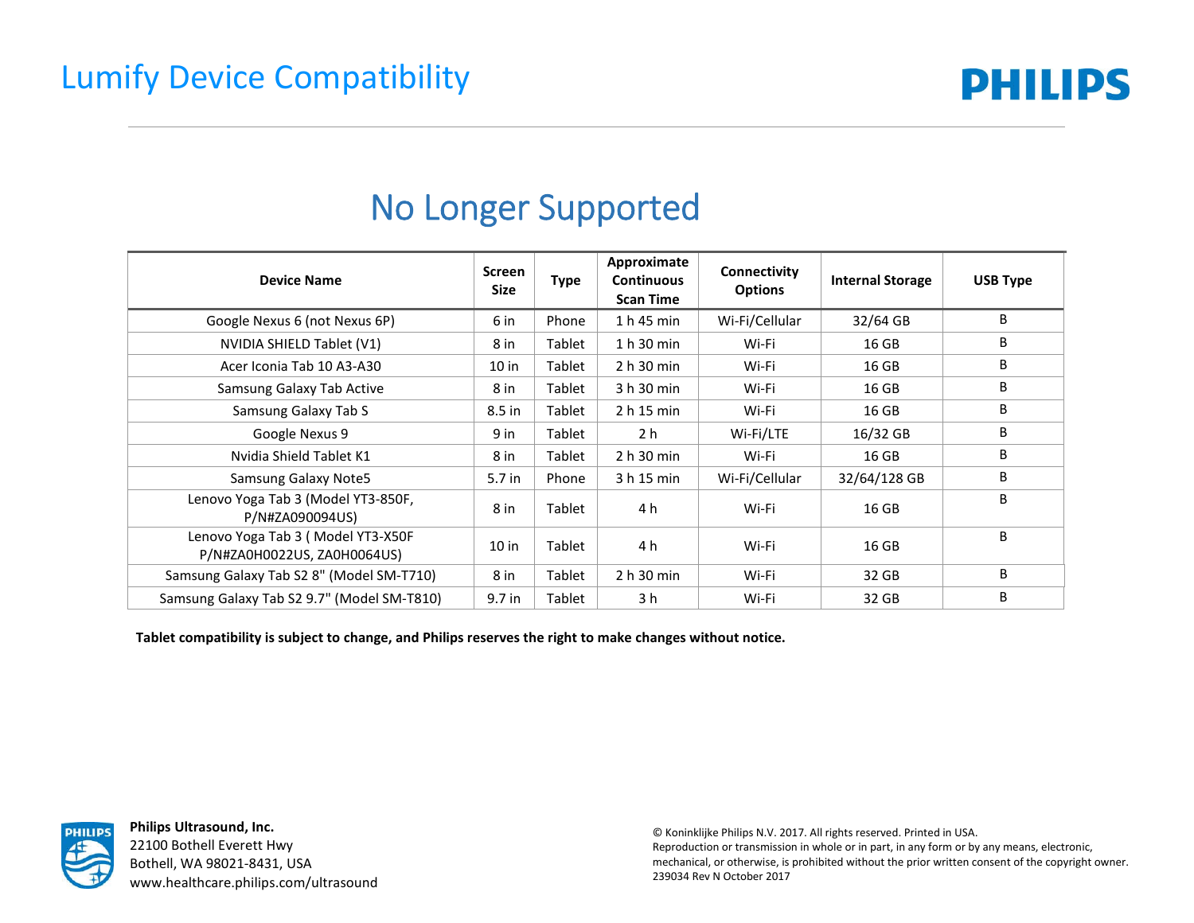# Lumify Device Compatibility

## No Longer Supported

| Device Name | Screen Size | Type | Approximate Continuous Scan Time | Connectivity Options | Internal Storage | USB Type |
|---|---|---|---|---|---|---|
| Google Nexus 6 (not Nexus 6P) | 6 in | Phone | 1 h 45 min | Wi-Fi/Cellular | 32/64 GB | B |
| NVIDIA SHIELD Tablet (V1) | 8 in | Tablet | 1 h 30 min | Wi-Fi | 16 GB | B |
| Acer Iconia Tab 10 A3-A30 | 10 in | Tablet | 2 h 30 min | Wi-Fi | 16 GB | B |
| Samsung Galaxy Tab Active | 8 in | Tablet | 3 h 30 min | Wi-Fi | 16 GB | B |
| Samsung Galaxy Tab S | 8.5 in | Tablet | 2 h 15 min | Wi-Fi | 16 GB | B |
| Google Nexus 9 | 9 in | Tablet | 2 h | Wi-Fi/LTE | 16/32 GB | B |
| Nvidia Shield Tablet K1 | 8 in | Tablet | 2 h 30 min | Wi-Fi | 16 GB | B |
| Samsung Galaxy Note5 | 5.7 in | Phone | 3 h 15 min | Wi-Fi/Cellular | 32/64/128 GB | B |
| Lenovo Yoga Tab 3 (Model YT3-850F, P/N#ZA090094US) | 8 in | Tablet | 4 h | Wi-Fi | 16 GB | B |
| Lenovo Yoga Tab 3 ( Model YT3-X50F P/N#ZA0H0022US, ZA0H0064US) | 10 in | Tablet | 4 h | Wi-Fi | 16 GB | B |
| Samsung Galaxy Tab S2 8" (Model SM-T710) | 8 in | Tablet | 2 h 30 min | Wi-Fi | 32 GB | B |
| Samsung Galaxy Tab S2 9.7" (Model SM-T810) | 9.7 in | Tablet | 3 h | Wi-Fi | 32 GB | B |

**Tablet compatibility is subject to change, and Philips reserves the right to make changes without notice.**

**Philips Ultrasound, Inc.**
22100 Bothell Everett Hwy
Bothell, WA 98021-8431, USA
www.healthcare.philips.com/ultrasound

© Koninklijke Philips N.V. 2017. All rights reserved. Printed in USA.
Reproduction or transmission in whole or in part, in any form or by any means, electronic, mechanical, or otherwise, is prohibited without the prior written consent of the copyright owner.
239034 Rev N October 2017